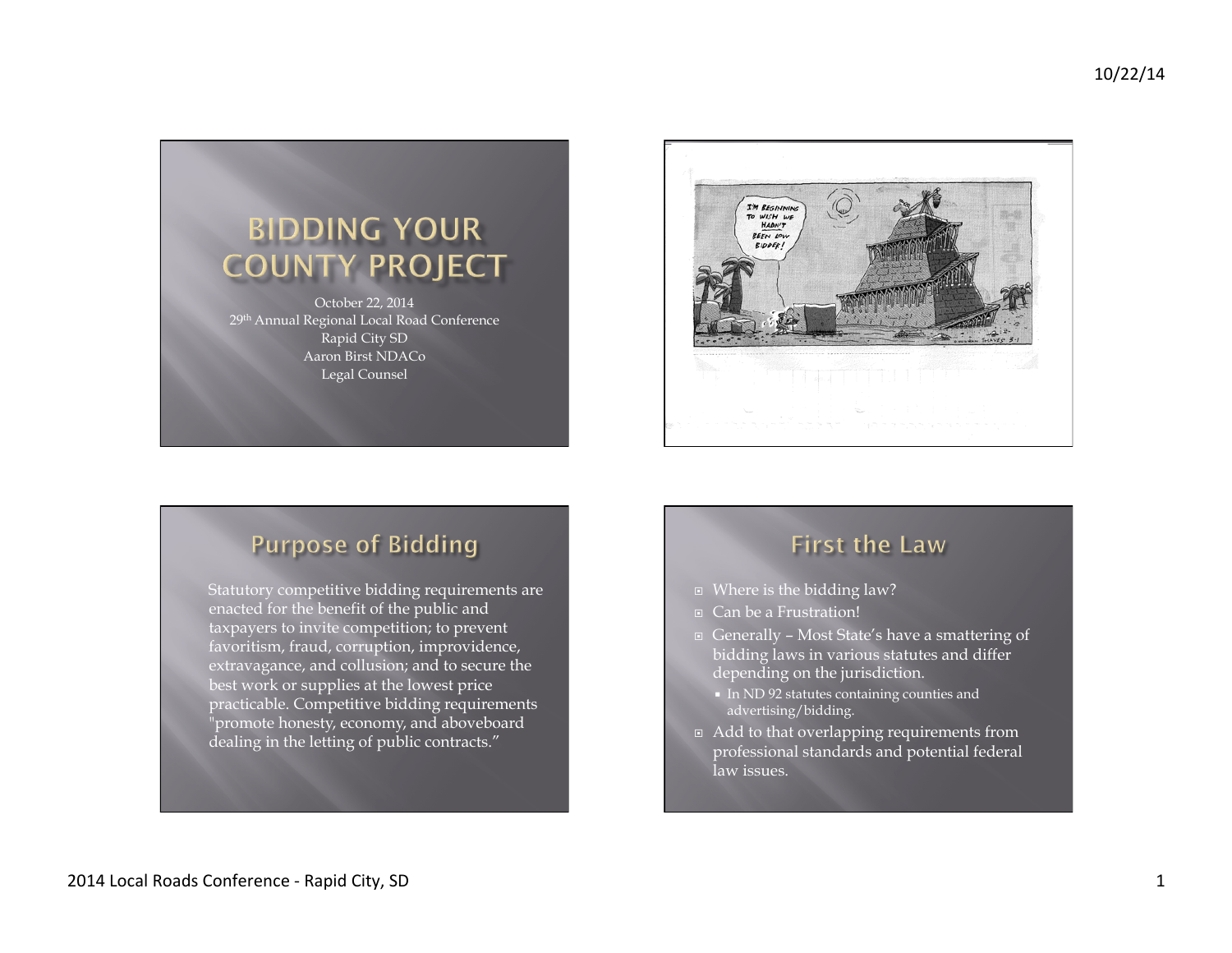# BIDDING YOUR COUNTY PROJECT

October 22, 2014
29th Annual Regional Local Road Conference
Rapid City SD
Aaron Birst NDACo
Legal Counsel

## Purpose of Bidding

Statutory competitive bidding requirements are enacted for the benefit of the public and taxpayers to invite competition; to prevent favoritism, fraud, corruption, improvidence, extravagance, and collusion; and to secure the best work or supplies at the lowest price practicable. Competitive bidding requirements "promote honesty, economy, and aboveboard dealing in the letting of public contracts."

## First the Law

- Where is the bidding law?
- Can be a Frustration!
- Generally – Most State's have a smattering of bidding laws in various statutes and differ depending on the jurisdiction.
  - In ND 92 statutes containing counties and advertising/bidding.
- Add to that overlapping requirements from professional standards and potential federal law issues.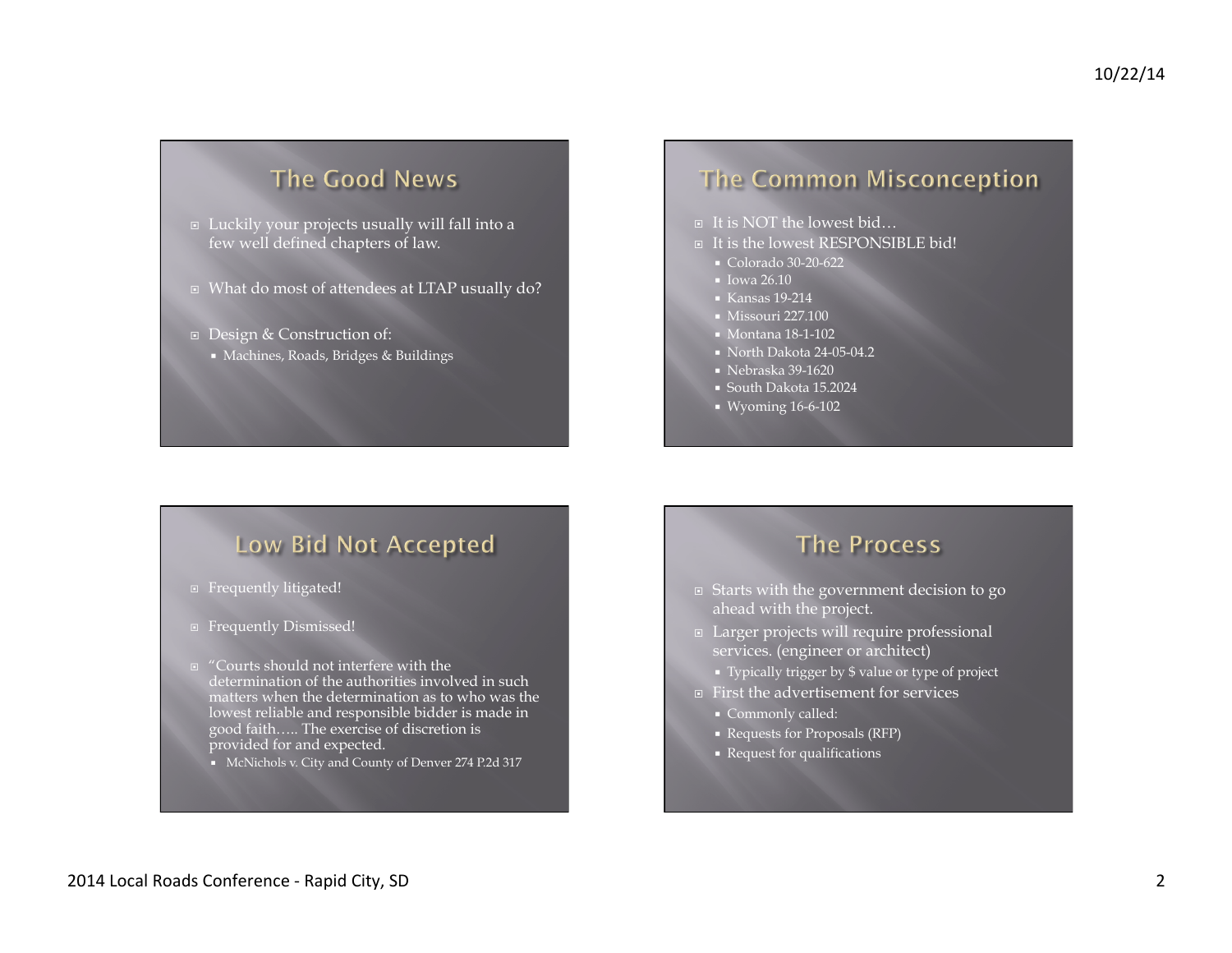## The Good News

- Luckily your projects usually will fall into a few well defined chapters of law.
- What do most of attendees at LTAP usually do?
- Design & Construction of:
  - Machines, Roads, Bridges & Buildings

## The Common Misconception

- It is NOT the lowest bid…
- It is the lowest RESPONSIBLE bid!
  - Colorado 30-20-622
  - Iowa 26.10
  - Kansas 19-214
  - Missouri 227.100
  - Montana 18-1-102
  - North Dakota 24-05-04.2
  - Nebraska 39-1620
  - South Dakota 15.2024
  - Wyoming 16-6-102

## Low Bid Not Accepted

- Frequently litigated!
- Frequently Dismissed!
- "Courts should not interfere with the determination of the authorities involved in such matters when the determination as to who was the lowest reliable and responsible bidder is made in good faith….. The exercise of discretion is provided for and expected.
  - McNichols v. City and County of Denver 274 P.2d 317

## The Process

- Starts with the government decision to go ahead with the project.
- Larger projects will require professional services. (engineer or architect)
  - Typically trigger by $ value or type of project
- First the advertisement for services
  - Commonly called:
  - Requests for Proposals (RFP)
  - Request for qualifications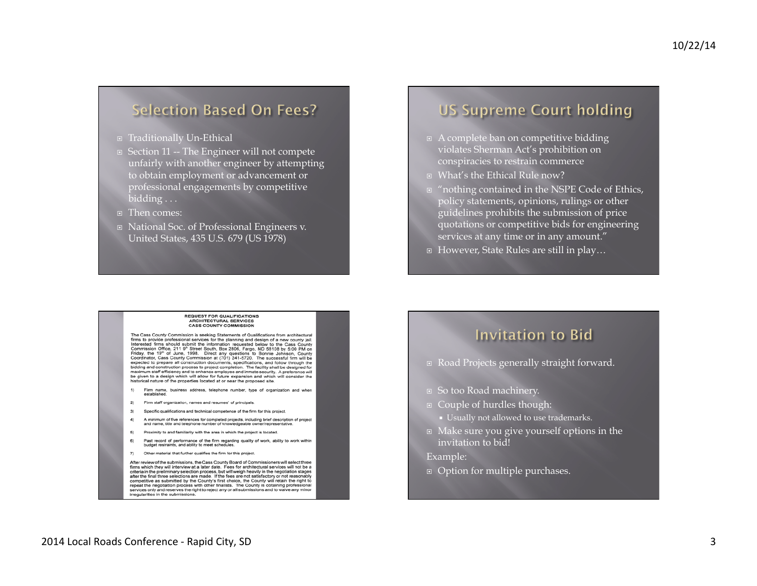## Selection Based On Fees?

- Traditionally Un-Ethical
- Section 11 -- The Engineer will not compete unfairly with another engineer by attempting to obtain employment or advancement or professional engagements by competitive bidding . . .
- Then comes:
- National Soc. of Professional Engineers v. United States, 435 U.S. 679 (US 1978)

## US Supreme Court holding

- A complete ban on competitive bidding violates Sherman Act's prohibition on conspiracies to restrain commerce
- What's the Ethical Rule now?
- "nothing contained in the NSPE Code of Ethics, policy statements, opinions, rulings or other guidelines prohibits the submission of price quotations or competitive bids for engineering services at any time or in any amount."
- However, State Rules are still in play…

**REQUEST FOR QUALIFICATIONS**
**ARCHITECTURAL SERVICES**
**CASS COUNTY COMMISSION**

The Cass County Commission is seeking Statements of Qualifications from architectural firms to provide professional services for the planning and design of a new county jail. Interested firms should submit the information requested below to the Cass County Commission Office, 211 9th Street South, Box 2806, Fargo, ND 58108 by 5:00 PM on Friday, the 19th of June, 1998. Direct any questions to Bonnie Johnson, County Coordinator, Cass County Commission at (701) 241-5720. The successful firm will be expected to prepare all construction documents, specifications, and follow through the bidding and construction process to project completion. The facility shall be designed for maximum staff efficiency and to enhance employee and inmate security. A preference will be given to a design which will allow for future expansion and which will consider the historical nature of the properties located at or near the proposed site.

1) Firm name, business address, telephone number, type of organization and when established.
2) Firm staff organization, names and resumes' of principals.
3) Specific qualifications and technical competence of the firm for this project.
4) A minimum of five references for completed projects, including brief description of project and name, title and telephone number of knowledgeable owner/representative.
5) Proximity to and familiarity with the area in which the project is located.
6) Past record of performance of the firm regarding quality of work, ability to work within budget restraints, and ability to meet schedules.
7) Other material that further qualifies the firm for this project.

After review of the submissions, the Cass County Board of Commissioners will select three firms which they will interview at a later date. Fees for architectural services will not be a criteria in the preliminary selection process, but will weigh heavily in the negotiation stages after the final three selections are made. If the fees are not satisfactory or not reasonably competitive as submitted by the County's first choice, the County will retain the right to repeat the negotiation process with other finalists. The County is obtaining professional services only and reserves the right to reject any or all submissions and to waive any minor irregularities in the submissions.

## Invitation to Bid

- Road Projects generally straight forward.
- So too Road machinery.
- Couple of hurdles though:
  - Usually not allowed to use trademarks.
- Make sure you give yourself options in the invitation to bid!

Example:

- Option for multiple purchases.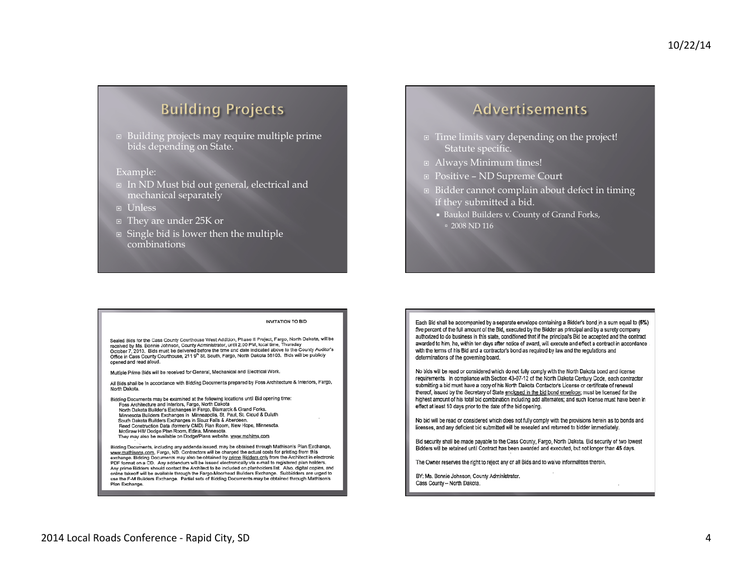## Building Projects

- Building projects may require multiple prime bids depending on State.

Example:

- In ND Must bid out general, electrical and mechanical separately
- Unless
- They are under 25K or
- Single bid is lower then the multiple combinations

## Advertisements

- Time limits vary depending on the project! Statute specific.
- Always Minimum times!
- Positive – ND Supreme Court
- Bidder cannot complain about defect in timing if they submitted a bid.
  - Baukol Builders v. County of Grand Forks,
    - 2008 ND 116

INVITATION TO BID

Sealed Bids for the Cass County Courthouse West Addition, Phase II Project, Fargo, North Dakota, will be received by Ms. Bonnie Johnson, County Administrator, until 2:00 PM, local time, Thursday October 7, 2010. Bids must be delivered before the time and date indicated above to the County Auditor's Office in Cass County Courthouse, 211 9th St. South, Fargo, North Dakota 58103. Bids will be publicly opened and read aloud.

Multiple Prime Bids will be received for General, Mechanical and Electrical Work.

All Bids shall be in accordance with Bidding Documents prepared by Foss Architecture & Interiors, Fargo, North Dakota.

Bidding Documents may be examined at the following locations until Bid opening time:
Foss Architecture and Interiors, Fargo, North Dakota
North Dakota Builder's Exchanges in Fargo, Bismarck & Grand Forks.
Minnesota Builders Exchanges in Minneapolis, St. Paul, St. Cloud & Duluth
South Dakota Builders Exchanges in Sioux Falls & Aberdeen.
Reed Construction Data (formerly CMD) Plan Room, New Hope, Minnesota.
McGraw Hill/ Dodge Plan Room, Edina, Minnesota.
They may also be available on Dodge/Plans website. www.mahims.com

Bidding Documents, including any addenda issued, may be obtained through Mathison's Plan Exchange, www.mathisons.com, Fargo, ND. Contractors will be charged the actual costs for printing from this exchange. Bidding Documents may also be obtained by prime Bidders only from the Architect in electronic PDF format on a CD. Any addendum will be issued electronically via e-mail to registered plan holders. Any prime Bidders should contact the Architect to be included on planholders list. Also, digital copies, and online takeoff will be available through the Fargo-Moorhead Builders Exchange. Subbidders are urged to use the F-M Builders Exchange. Partial sets of Bidding Documents may be obtained through Mathison's Plan Exchange.

Each Bid shall be accompanied by a separate envelope containing a Bidder's bond in a sum equal to **(5%)** five percent of the full amount of the Bid, executed by the Bidder as principal and by a surety company authorized to do business in this state, conditioned that if the principal's Bid be accepted and the contract awarded to him, he, within ten days after notice of award, will execute and effect a contract in accordance with the terms of his Bid and a contractor's bond as required by law and the regulations and determinations of the governing board.

No bids will be read or considered which do not fully comply with the North Dakota bond and license requirements. In compliance with Section 43-07-12 of the North Dakota Century Code, each contractor submitting a bid must have a copy of his North Dakota Contactor's License or certificate of renewal thereof, issued by the Secretary of State enclosed in the bid bond envelope; must be licensed for the highest amount of his total bid combination including add alternates; and such license must have been in effect at least 10 days prior to the date of the bid opening.

No bid will be read or considered which does not fully comply with the provisions herein as to bonds and licenses, and any deficient bid submitted will be resealed and returned to bidder immediately.

Bid security shall be made payable to the Cass County, Fargo, North Dakota. Bid security of two lowest Bidders will be retained until Contract has been awarded and executed, but not longer than **45** days.

The Owner reserves the right to reject any or all Bids and to waive informalities therein.

BY: Ms. Bonnie Johnson, County Administrator.
Cass County – North Dakota.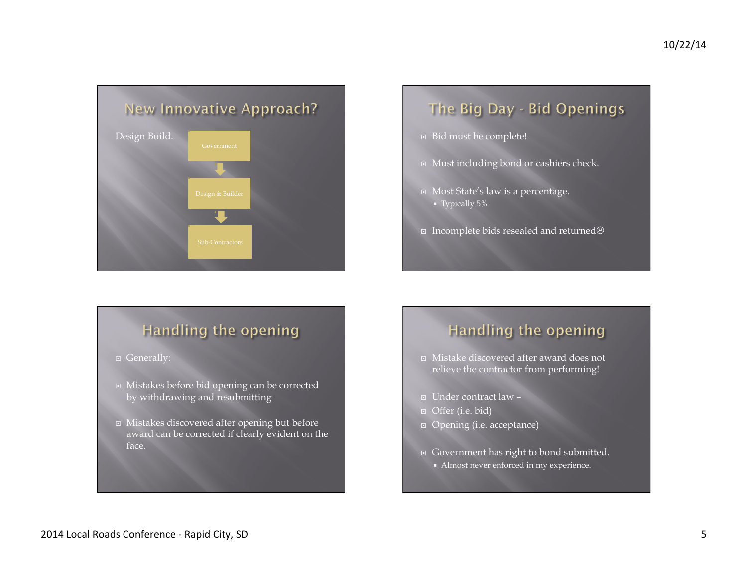## New Innovative Approach?

Design Build.

Government

↓

Design & Builder

↓

Sub-Contractors

## The Big Day - Bid Openings

- Bid must be complete!
- Must including bond or cashiers check.
- Most State's law is a percentage.
  - Typically 5%
- Incomplete bids resealed and returned☹

## Handling the opening

- Generally:
- Mistakes before bid opening can be corrected by withdrawing and resubmitting
- Mistakes discovered after opening but before award can be corrected if clearly evident on the face.

## Handling the opening

- Mistake discovered after award does not relieve the contractor from performing!
- Under contract law –
- Offer (i.e. bid)
- Opening (i.e. acceptance)
- Government has right to bond submitted.
  - Almost never enforced in my experience.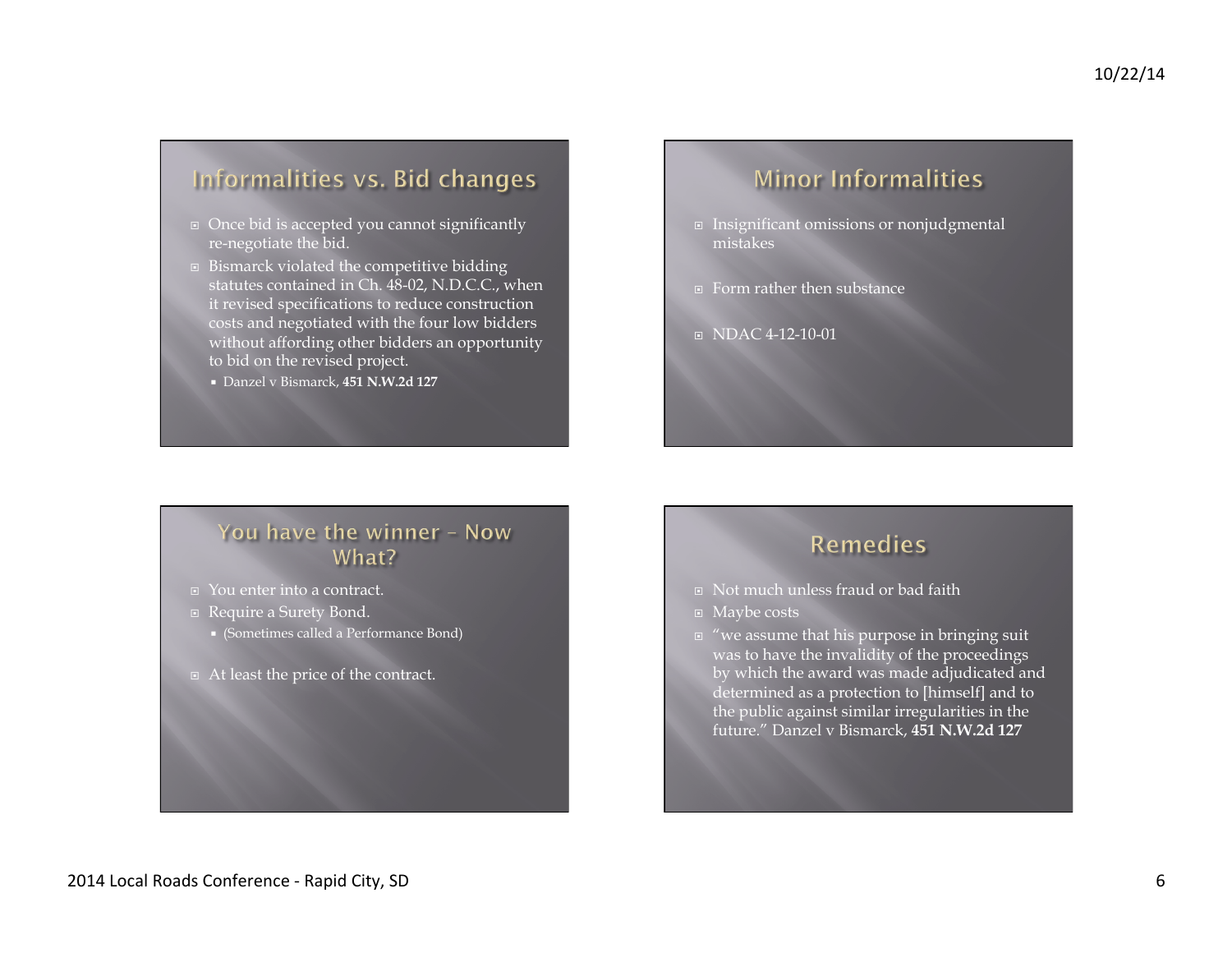## Informalities vs. Bid changes

- Once bid is accepted you cannot significantly re-negotiate the bid.
- Bismarck violated the competitive bidding statutes contained in Ch. 48-02, N.D.C.C., when it revised specifications to reduce construction costs and negotiated with the four low bidders without affording other bidders an opportunity to bid on the revised project.
  - Danzel v Bismarck, **451 N.W.2d 127**

## Minor Informalities

- Insignificant omissions or nonjudgmental mistakes
- Form rather then substance
- NDAC 4-12-10-01

## You have the winner – Now What?

- You enter into a contract.
- Require a Surety Bond.
  - (Sometimes called a Performance Bond)
- At least the price of the contract.

## Remedies

- Not much unless fraud or bad faith
- Maybe costs
- "we assume that his purpose in bringing suit was to have the invalidity of the proceedings by which the award was made adjudicated and determined as a protection to [himself] and to the public against similar irregularities in the future." Danzel v Bismarck, **451 N.W.2d 127**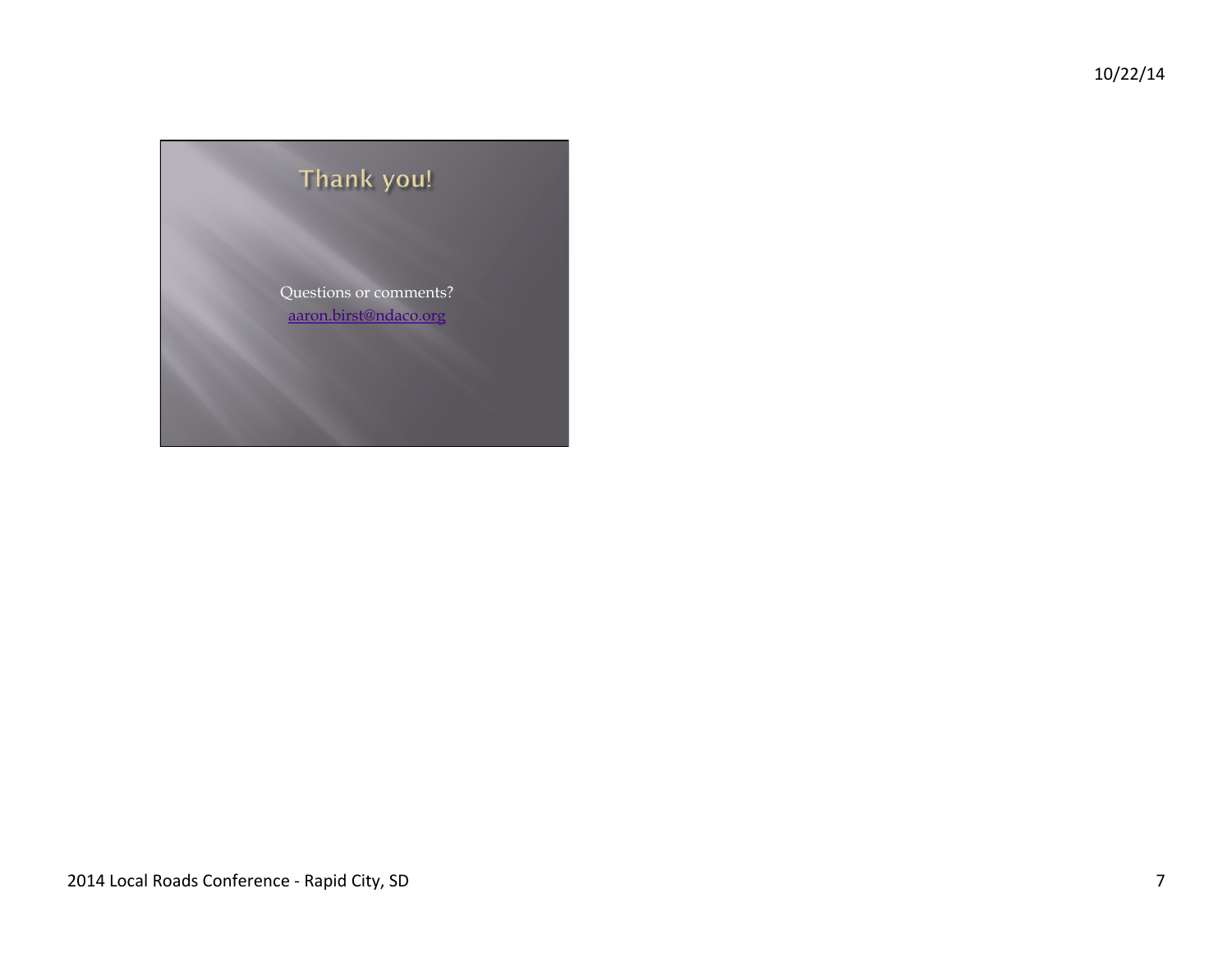# Thank you!

Questions or comments?

aaron.birst@ndaco.org